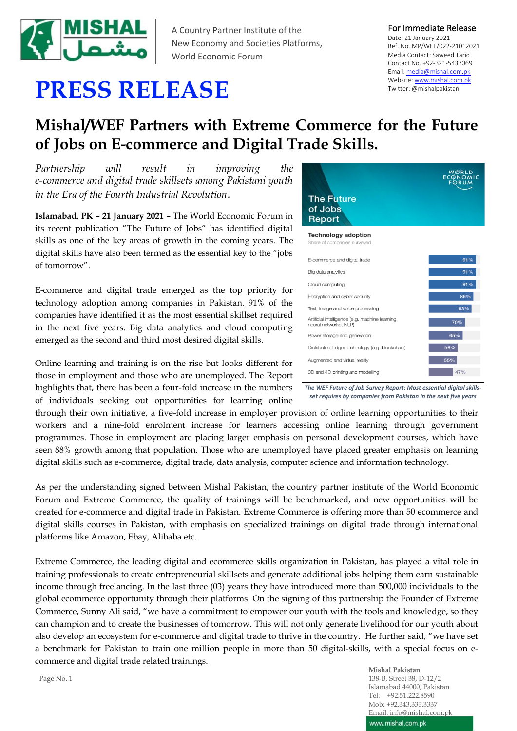A Country Partner Institute of the New Economy and Societies Platforms, World Economic Forum

**For Immediate Release**
Date: 21 January 2021
Ref. No. MP/WEF/022-21012021
Media Contact: Saweed Tariq
Contact No. +92-321-5437069
Email: media@mishal.com.pk
Website: www.mishal.com.pk
Twitter: @mishalpakistan

# PRESS RELEASE

## Mishal/WEF Partners with Extreme Commerce for the Future of Jobs on E-commerce and Digital Trade Skills.

*Partnership will result in improving the e-commerce and digital trade skillsets among Pakistani youth in the Era of the Fourth Industrial Revolution.*

**Islamabad, PK – 21 January 2021 –** The World Economic Forum in its recent publication "The Future of Jobs" has identified digital skills as one of the key areas of growth in the coming years. The digital skills have also been termed as the essential key to the "jobs of tomorrow".

E-commerce and digital trade emerged as the top priority for technology adoption among companies in Pakistan. 91% of the companies have identified it as the most essential skillset required in the next five years. Big data analytics and cloud computing emerged as the second and third most desired digital skills.

**The Future of Jobs Report** — World Economic Forum

**Technology adoption**
Share of companies surveyed

| Technology | Share |
|---|---|
| E-commerce and digital trade | 91% |
| Big data analytics | 91% |
| Cloud computing | 91% |
| Encryption and cyber security | 86% |
| Text, image and voice processing | 83% |
| Artificial intelligence (e.g. machine learning, neural networks, NLP) | 70% |
| Power storage and generation | 65% |
| Distributed ledger technology (e.g. blockchain) | 56% |
| Augmented and virtual reality | 55% |
| 3D and 4D printing and modelling | 47% |

*The WEF Future of Job Survey Report: Most essential digital skills-set requires by companies from Pakistan in the next five years*

Online learning and training is on the rise but looks different for those in employment and those who are unemployed. The Report highlights that, there has been a four-fold increase in the numbers of individuals seeking out opportunities for learning online through their own initiative, a five-fold increase in employer provision of online learning opportunities to their workers and a nine-fold enrolment increase for learners accessing online learning through government programmes. Those in employment are placing larger emphasis on personal development courses, which have seen 88% growth among that population. Those who are unemployed have placed greater emphasis on learning digital skills such as e-commerce, digital trade, data analysis, computer science and information technology.

As per the understanding signed between Mishal Pakistan, the country partner institute of the World Economic Forum and Extreme Commerce, the quality of trainings will be benchmarked, and new opportunities will be created for e-commerce and digital trade in Pakistan. Extreme Commerce is offering more than 50 ecommerce and digital skills courses in Pakistan, with emphasis on specialized trainings on digital trade through international platforms like Amazon, Ebay, Alibaba etc.

Extreme Commerce, the leading digital and ecommerce skills organization in Pakistan, has played a vital role in training professionals to create entrepreneurial skillsets and generate additional jobs helping them earn sustainable income through freelancing. In the last three (03) years they have introduced more than 500,000 individuals to the global ecommerce opportunity through their platforms. On the signing of this partnership the Founder of Extreme Commerce, Sunny Ali said, "we have a commitment to empower our youth with the tools and knowledge, so they can champion and to create the businesses of tomorrow. This will not only generate livelihood for our youth about also develop an ecosystem for e-commerce and digital trade to thrive in the country. He further said, "we have set a benchmark for Pakistan to train one million people in more than 50 digital-skills, with a special focus on e-commerce and digital trade related trainings.

**Mishal Pakistan**
138-B, Street 38, D-12/2
Islamabad 44000, Pakistan
Tel: +92.51.222.8590
Mob: +92.343.333.3337
Email: info@mishal.com.pk
www.mishal.com.pk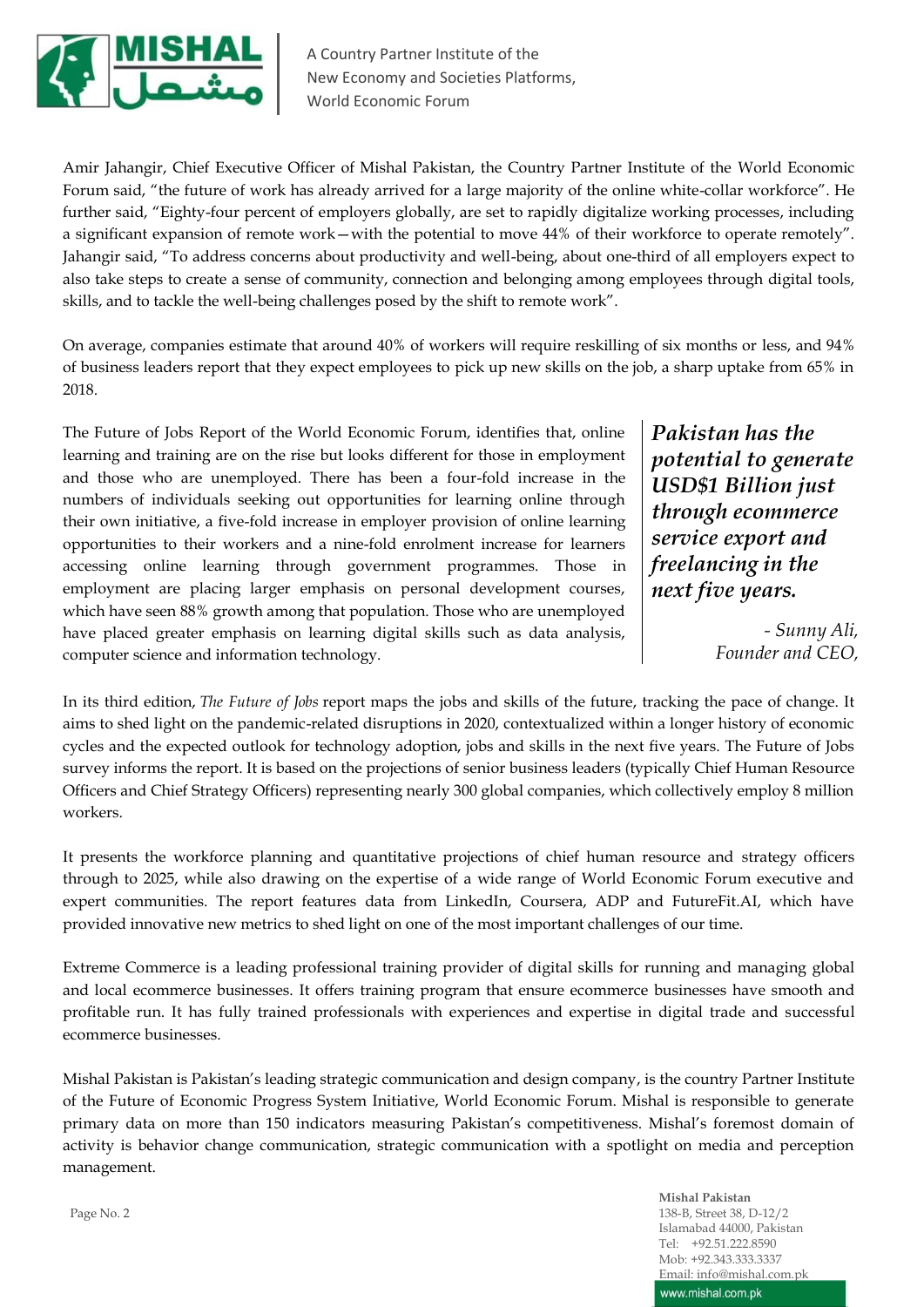Amir Jahangir, Chief Executive Officer of Mishal Pakistan, the Country Partner Institute of the World Economic Forum said, "the future of work has already arrived for a large majority of the online white-collar workforce". He further said, "Eighty-four percent of employers globally, are set to rapidly digitalize working processes, including a significant expansion of remote work—with the potential to move 44% of their workforce to operate remotely". Jahangir said, "To address concerns about productivity and well-being, about one-third of all employers expect to also take steps to create a sense of community, connection and belonging among employees through digital tools, skills, and to tackle the well-being challenges posed by the shift to remote work".

On average, companies estimate that around 40% of workers will require reskilling of six months or less, and 94% of business leaders report that they expect employees to pick up new skills on the job, a sharp uptake from 65% in 2018.

The Future of Jobs Report of the World Economic Forum, identifies that, online learning and training are on the rise but looks different for those in employment and those who are unemployed. There has been a four-fold increase in the numbers of individuals seeking out opportunities for learning online through their own initiative, a five-fold increase in employer provision of online learning opportunities to their workers and a nine-fold enrolment increase for learners accessing online learning through government programmes. Those in employment are placing larger emphasis on personal development courses, which have seen 88% growth among that population. Those who are unemployed have placed greater emphasis on learning digital skills such as data analysis, computer science and information technology.

> ***Pakistan has the potential to generate USD$1 Billion just through ecommerce service export and freelancing in the next five years.***
>
> *- Sunny Ali, Founder and CEO,*

In its third edition, *The Future of Jobs* report maps the jobs and skills of the future, tracking the pace of change. It aims to shed light on the pandemic-related disruptions in 2020, contextualized within a longer history of economic cycles and the expected outlook for technology adoption, jobs and skills in the next five years. The Future of Jobs survey informs the report. It is based on the projections of senior business leaders (typically Chief Human Resource Officers and Chief Strategy Officers) representing nearly 300 global companies, which collectively employ 8 million workers.

It presents the workforce planning and quantitative projections of chief human resource and strategy officers through to 2025, while also drawing on the expertise of a wide range of World Economic Forum executive and expert communities. The report features data from LinkedIn, Coursera, ADP and FutureFit.AI, which have provided innovative new metrics to shed light on one of the most important challenges of our time.

Extreme Commerce is a leading professional training provider of digital skills for running and managing global and local ecommerce businesses. It offers training program that ensure ecommerce businesses have smooth and profitable run. It has fully trained professionals with experiences and expertise in digital trade and successful ecommerce businesses.

Mishal Pakistan is Pakistan's leading strategic communication and design company, is the country Partner Institute of the Future of Economic Progress System Initiative, World Economic Forum. Mishal is responsible to generate primary data on more than 150 indicators measuring Pakistan's competitiveness. Mishal's foremost domain of activity is behavior change communication, strategic communication with a spotlight on media and perception management.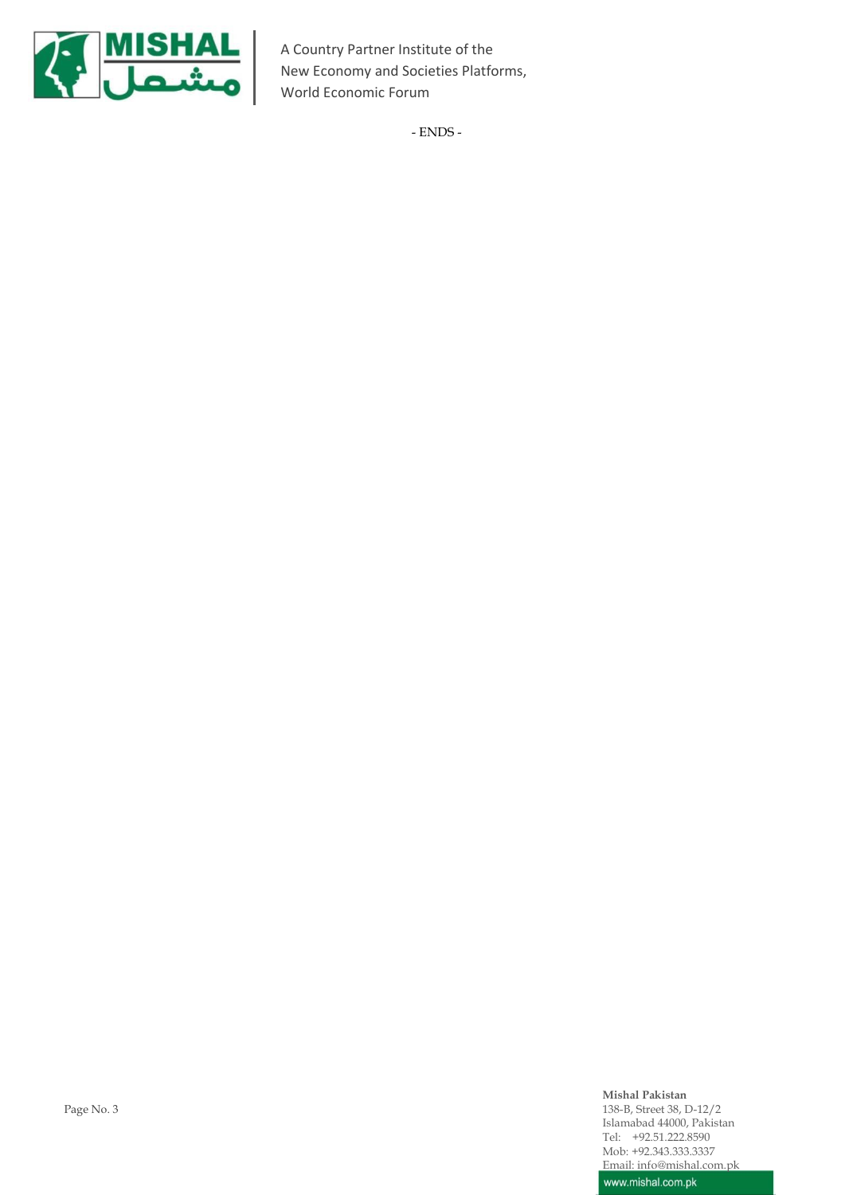- ENDS -